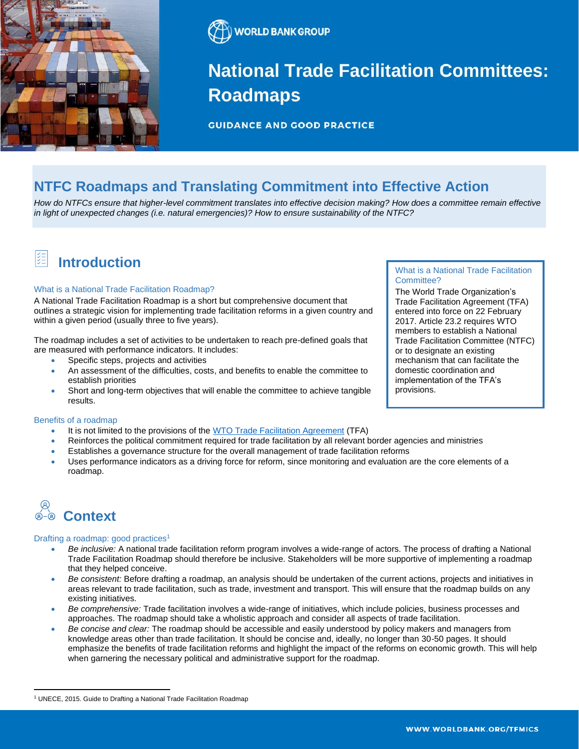WORLD BANK GROUP

# National Trade Facilitation Committees: Roadmaps

GUIDANCE AND GOOD PRACTICE

## NTFC Roadmaps and Translating Commitment into Effective Action

*How do NTFCs ensure that higher-level commitment translates into effective decision making? How does a committee remain effective in light of unexpected changes (i.e. natural emergencies)? How to ensure sustainability of the NTFC?*

## Introduction

### What is a National Trade Facilitation Roadmap?

A National Trade Facilitation Roadmap is a short but comprehensive document that outlines a strategic vision for implementing trade facilitation reforms in a given country and within a given period (usually three to five years).

The roadmap includes a set of activities to be undertaken to reach pre-defined goals that are measured with performance indicators. It includes:

- Specific steps, projects and activities
- An assessment of the difficulties, costs, and benefits to enable the committee to establish priorities
- Short and long-term objectives that will enable the committee to achieve tangible results.

### What is a National Trade Facilitation Committee?

The World Trade Organization's Trade Facilitation Agreement (TFA) entered into force on 22 February 2017. Article 23.2 requires WTO members to establish a National Trade Facilitation Committee (NTFC) or to designate an existing mechanism that can facilitate the domestic coordination and implementation of the TFA's provisions.

### Benefits of a roadmap

- It is not limited to the provisions of the WTO Trade Facilitation Agreement (TFA)
- Reinforces the political commitment required for trade facilitation by all relevant border agencies and ministries
- Establishes a governance structure for the overall management of trade facilitation reforms
- Uses performance indicators as a driving force for reform, since monitoring and evaluation are the core elements of a roadmap.

## Context

### Drafting a roadmap: good practices[1]

- *Be inclusive:* A national trade facilitation reform program involves a wide-range of actors. The process of drafting a National Trade Facilitation Roadmap should therefore be inclusive. Stakeholders will be more supportive of implementing a roadmap that they helped conceive.
- *Be consistent:* Before drafting a roadmap, an analysis should be undertaken of the current actions, projects and initiatives in areas relevant to trade facilitation, such as trade, investment and transport. This will ensure that the roadmap builds on any existing initiatives.
- *Be comprehensive:* Trade facilitation involves a wide-range of initiatives, which include policies, business processes and approaches. The roadmap should take a wholistic approach and consider all aspects of trade facilitation.
- *Be concise and clear:* The roadmap should be accessible and easily understood by policy makers and managers from knowledge areas other than trade facilitation. It should be concise and, ideally, no longer than 30-50 pages. It should emphasize the benefits of trade facilitation reforms and highlight the impact of the reforms on economic growth. This will help when garnering the necessary political and administrative support for the roadmap.

[1] UNECE, 2015. Guide to Drafting a National Trade Facilitation Roadmap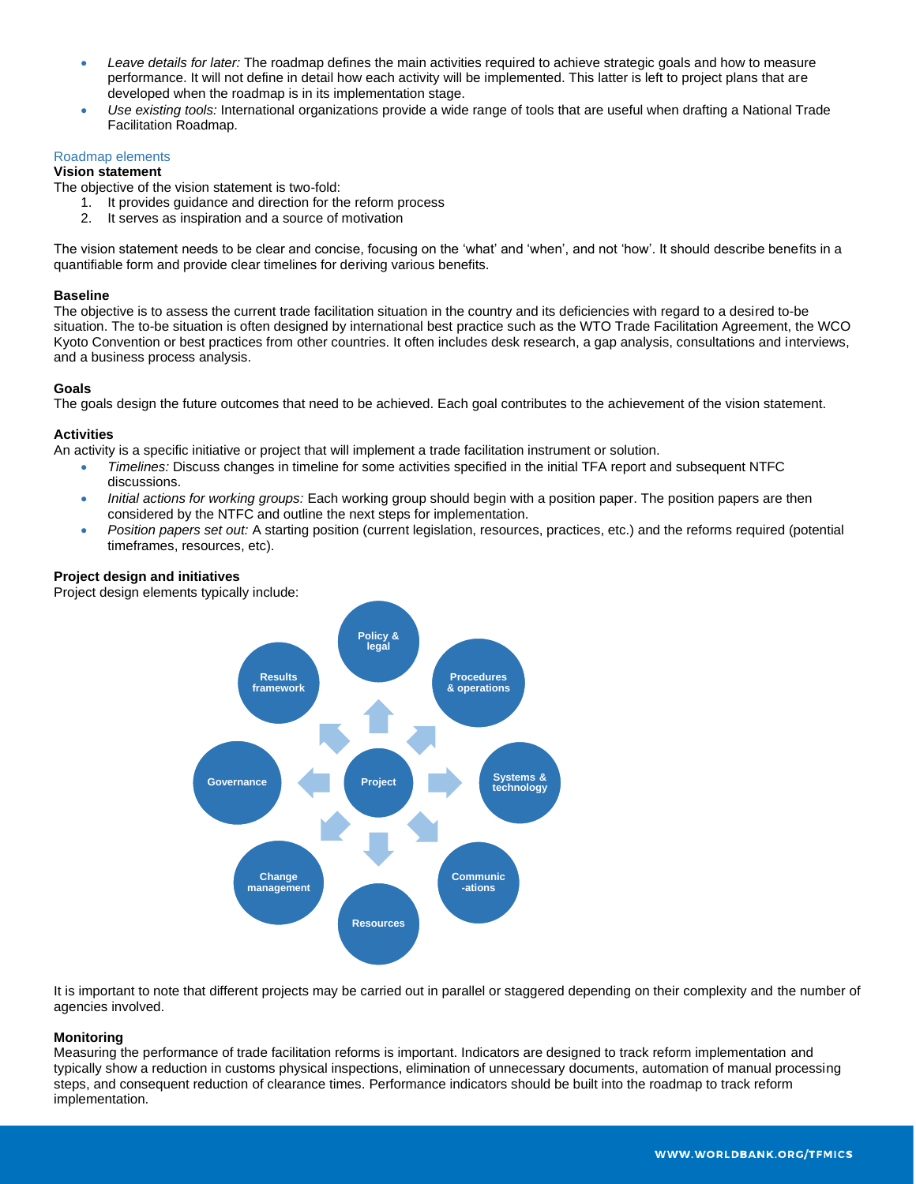- *Leave details for later:* The roadmap defines the main activities required to achieve strategic goals and how to measure performance. It will not define in detail how each activity will be implemented. This latter is left to project plans that are developed when the roadmap is in its implementation stage.
- *Use existing tools:* International organizations provide a wide range of tools that are useful when drafting a National Trade Facilitation Roadmap.

## Roadmap elements

### Vision statement

The objective of the vision statement is two-fold:

1. It provides guidance and direction for the reform process
2. It serves as inspiration and a source of motivation

The vision statement needs to be clear and concise, focusing on the 'what' and 'when', and not 'how'. It should describe benefits in a quantifiable form and provide clear timelines for deriving various benefits.

### Baseline

The objective is to assess the current trade facilitation situation in the country and its deficiencies with regard to a desired to-be situation. The to-be situation is often designed by international best practice such as the WTO Trade Facilitation Agreement, the WCO Kyoto Convention or best practices from other countries. It often includes desk research, a gap analysis, consultations and interviews, and a business process analysis.

### Goals

The goals design the future outcomes that need to be achieved. Each goal contributes to the achievement of the vision statement.

### Activities

An activity is a specific initiative or project that will implement a trade facilitation instrument or solution.

- *Timelines:* Discuss changes in timeline for some activities specified in the initial TFA report and subsequent NTFC discussions.
- *Initial actions for working groups:* Each working group should begin with a position paper. The position papers are then considered by the NTFC and outline the next steps for implementation.
- *Position papers set out:* A starting position (current legislation, resources, practices, etc.) and the reforms required (potential timeframes, resources, etc).

### Project design and initiatives

Project design elements typically include:

Project → Policy & legal; Procedures & operations; Systems & technology; Communic-ations; Resources; Change management; Governance; Results framework

It is important to note that different projects may be carried out in parallel or staggered depending on their complexity and the number of agencies involved.

### Monitoring

Measuring the performance of trade facilitation reforms is important. Indicators are designed to track reform implementation and typically show a reduction in customs physical inspections, elimination of unnecessary documents, automation of manual processing steps, and consequent reduction of clearance times. Performance indicators should be built into the roadmap to track reform implementation.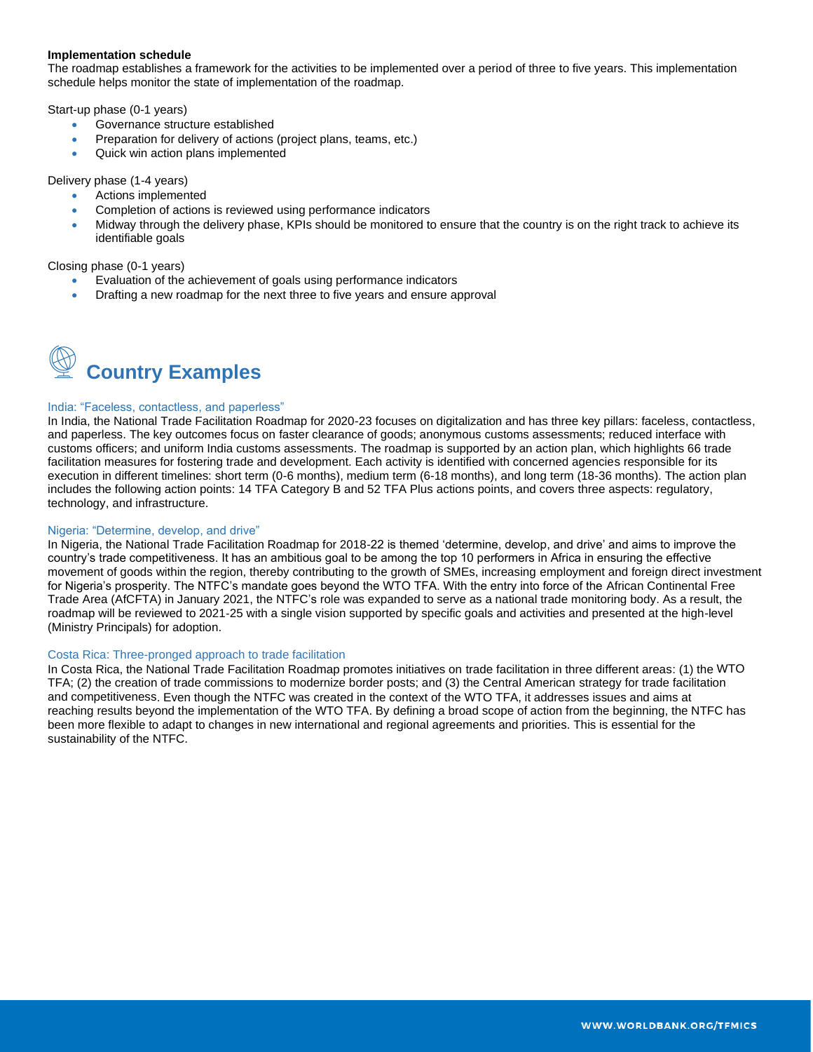**Implementation schedule**

The roadmap establishes a framework for the activities to be implemented over a period of three to five years. This implementation schedule helps monitor the state of implementation of the roadmap.

Start-up phase (0-1 years)

- Governance structure established
- Preparation for delivery of actions (project plans, teams, etc.)
- Quick win action plans implemented

Delivery phase (1-4 years)

- Actions implemented
- Completion of actions is reviewed using performance indicators
- Midway through the delivery phase, KPIs should be monitored to ensure that the country is on the right track to achieve its identifiable goals

Closing phase (0-1 years)

- Evaluation of the achievement of goals using performance indicators
- Drafting a new roadmap for the next three to five years and ensure approval

# Country Examples

### India: "Faceless, contactless, and paperless"

In India, the National Trade Facilitation Roadmap for 2020-23 focuses on digitalization and has three key pillars: faceless, contactless, and paperless. The key outcomes focus on faster clearance of goods; anonymous customs assessments; reduced interface with customs officers; and uniform India customs assessments. The roadmap is supported by an action plan, which highlights 66 trade facilitation measures for fostering trade and development. Each activity is identified with concerned agencies responsible for its execution in different timelines: short term (0-6 months), medium term (6-18 months), and long term (18-36 months). The action plan includes the following action points: 14 TFA Category B and 52 TFA Plus actions points, and covers three aspects: regulatory, technology, and infrastructure.

### Nigeria: "Determine, develop, and drive"

In Nigeria, the National Trade Facilitation Roadmap for 2018-22 is themed 'determine, develop, and drive' and aims to improve the country's trade competitiveness. It has an ambitious goal to be among the top 10 performers in Africa in ensuring the effective movement of goods within the region, thereby contributing to the growth of SMEs, increasing employment and foreign direct investment for Nigeria's prosperity. The NTFC's mandate goes beyond the WTO TFA. With the entry into force of the African Continental Free Trade Area (AfCFTA) in January 2021, the NTFC's role was expanded to serve as a national trade monitoring body. As a result, the roadmap will be reviewed to 2021-25 with a single vision supported by specific goals and activities and presented at the high-level (Ministry Principals) for adoption.

### Costa Rica: Three-pronged approach to trade facilitation

In Costa Rica, the National Trade Facilitation Roadmap promotes initiatives on trade facilitation in three different areas: (1) the WTO TFA; (2) the creation of trade commissions to modernize border posts; and (3) the Central American strategy for trade facilitation and competitiveness. Even though the NTFC was created in the context of the WTO TFA, it addresses issues and aims at reaching results beyond the implementation of the WTO TFA. By defining a broad scope of action from the beginning, the NTFC has been more flexible to adapt to changes in new international and regional agreements and priorities. This is essential for the sustainability of the NTFC.